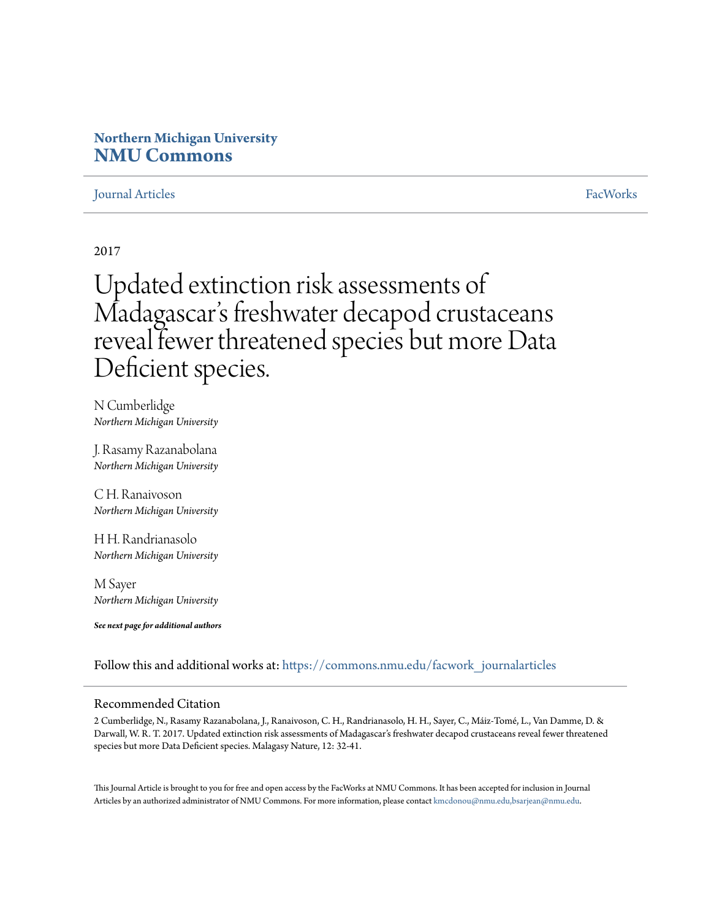**Northern Michigan University**
**NMU Commons**

Journal Articles | FacWorks

2017

# Updated extinction risk assessments of Madagascar's freshwater decapod crustaceans reveal fewer threatened species but more Data Deficient species.

N Cumberlidge
*Northern Michigan University*

J. Rasamy Razanabolana
*Northern Michigan University*

C H. Ranaivoson
*Northern Michigan University*

H H. Randrianasolo
*Northern Michigan University*

M Sayer
*Northern Michigan University*

***See next page for additional authors***

Follow this and additional works at: https://commons.nmu.edu/facwork_journalarticles

## Recommended Citation

2 Cumberlidge, N., Rasamy Razanabolana, J., Ranaivoson, C. H., Randrianasolo, H. H., Sayer, C., Máiz-Tomé, L., Van Damme, D. & Darwall, W. R. T. 2017. Updated extinction risk assessments of Madagascar's freshwater decapod crustaceans reveal fewer threatened species but more Data Deficient species. Malagasy Nature, 12: 32-41.

This Journal Article is brought to you for free and open access by the FacWorks at NMU Commons. It has been accepted for inclusion in Journal Articles by an authorized administrator of NMU Commons. For more information, please contact kmcdonou@nmu.edu,bsarjean@nmu.edu.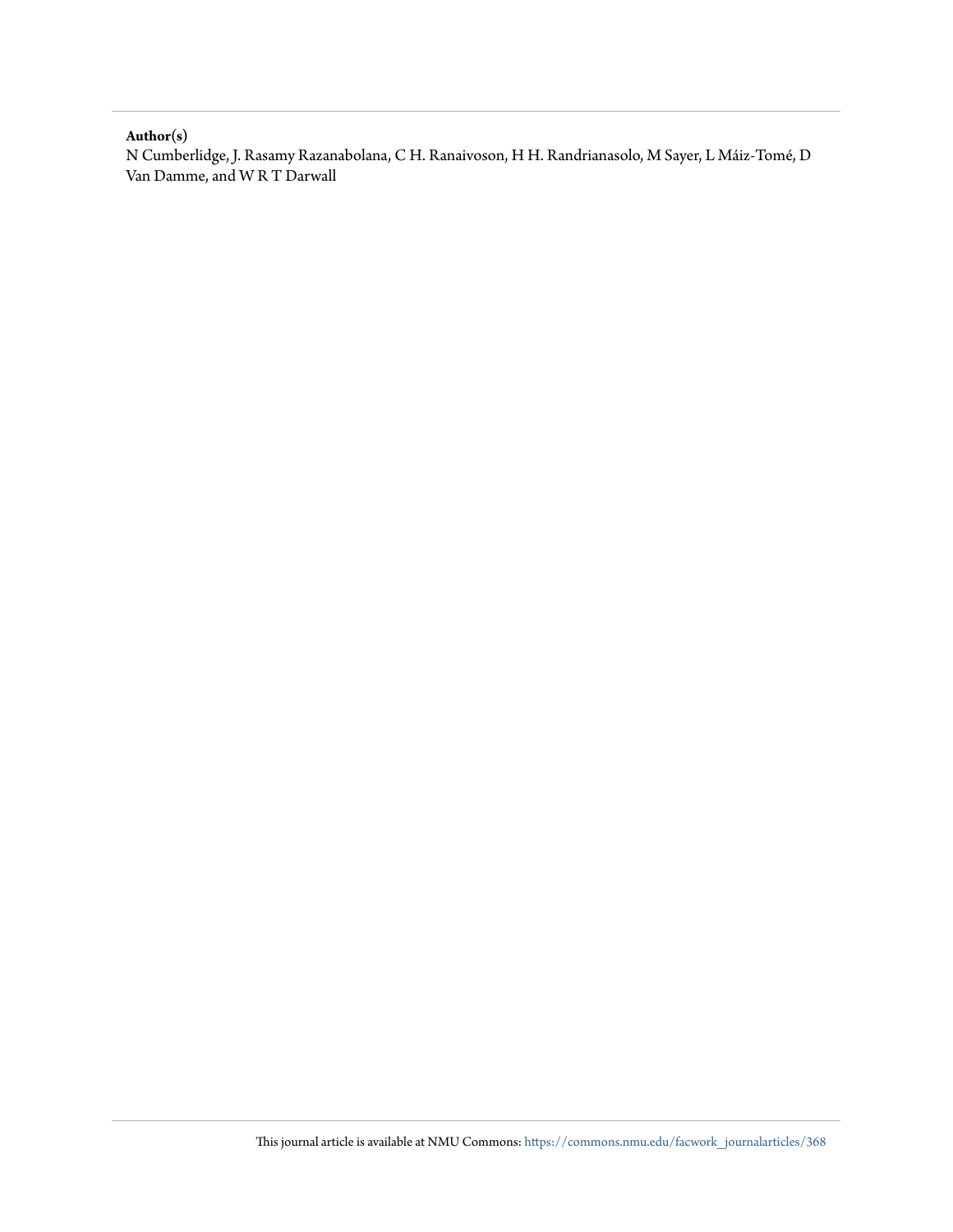**Author(s)**

N Cumberlidge, J. Rasamy Razanabolana, C H. Ranaivoson, H H. Randrianasolo, M Sayer, L Máiz-Tomé, D Van Damme, and W R T Darwall

This journal article is available at NMU Commons: https://commons.nmu.edu/facwork_journalarticles/368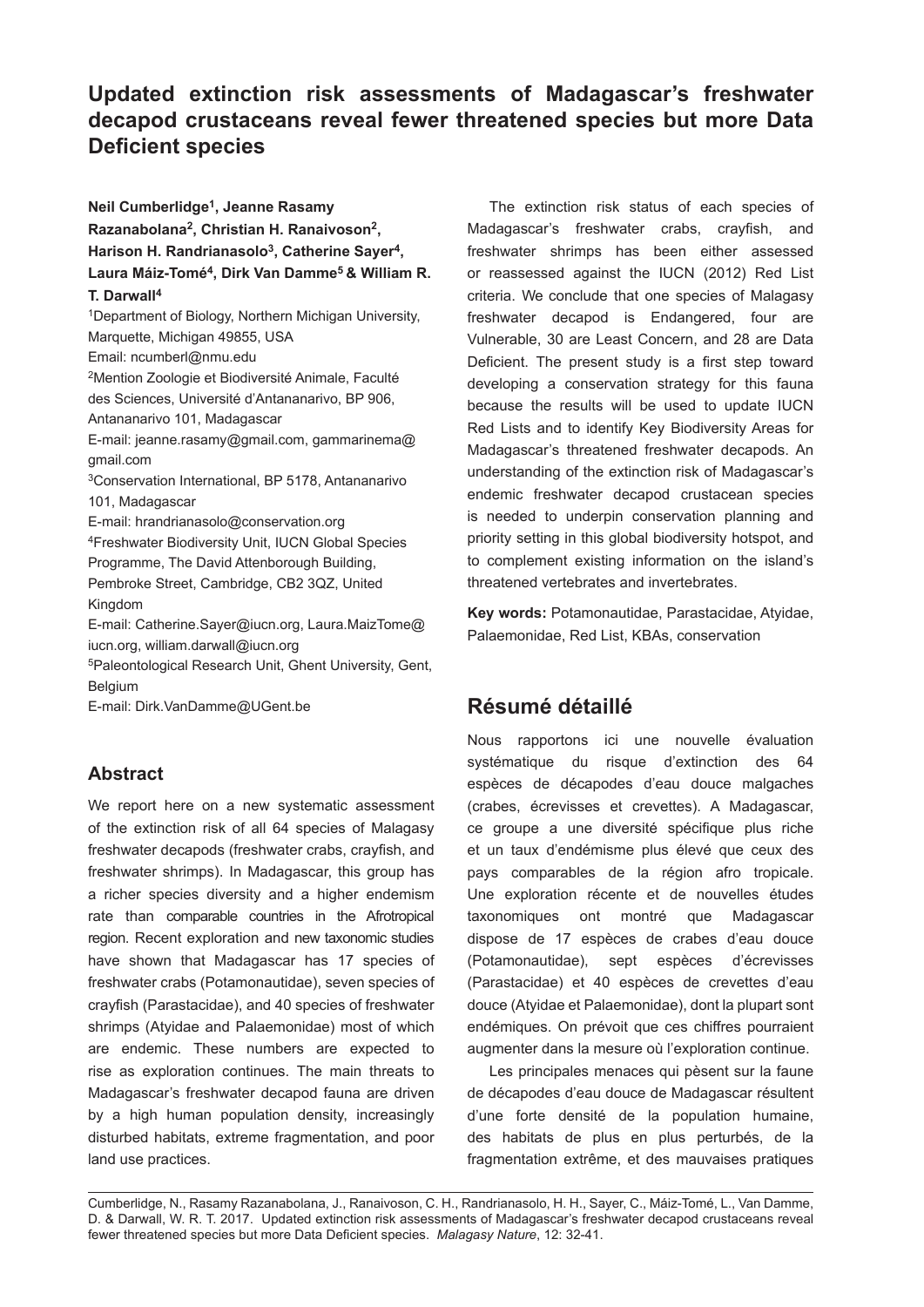# Updated extinction risk assessments of Madagascar's freshwater decapod crustaceans reveal fewer threatened species but more Data Deficient species

**Neil Cumberlidge[1], Jeanne Rasamy Razanabolana[2], Christian H. Ranaivoson[2], Harison H. Randrianasolo[3], Catherine Sayer[4], Laura Máiz-Tomé[4], Dirk Van Damme[5] & William R. T. Darwall[4]**

[1]Department of Biology, Northern Michigan University, Marquette, Michigan 49855, USA
Email: ncumberl@nmu.edu

[2]Mention Zoologie et Biodiversité Animale, Faculté des Sciences, Université d'Antananarivo, BP 906, Antananarivo 101, Madagascar
E-mail: jeanne.rasamy@gmail.com, gammarinema@gmail.com

[3]Conservation International, BP 5178, Antananarivo 101, Madagascar
E-mail: hrandrianasolo@conservation.org

[4]Freshwater Biodiversity Unit, IUCN Global Species Programme, The David Attenborough Building, Pembroke Street, Cambridge, CB2 3QZ, United Kingdom
E-mail: Catherine.Sayer@iucn.org, Laura.MaizTome@iucn.org, william.darwall@iucn.org

[5]Paleontological Research Unit, Ghent University, Gent, Belgium
E-mail: Dirk.VanDamme@UGent.be

## Abstract

We report here on a new systematic assessment of the extinction risk of all 64 species of Malagasy freshwater decapods (freshwater crabs, crayfish, and freshwater shrimps). In Madagascar, this group has a richer species diversity and a higher endemism rate than comparable countries in the Afrotropical region. Recent exploration and new taxonomic studies have shown that Madagascar has 17 species of freshwater crabs (Potamonautidae), seven species of crayfish (Parastacidae), and 40 species of freshwater shrimps (Atyidae and Palaemonidae) most of which are endemic. These numbers are expected to rise as exploration continues. The main threats to Madagascar's freshwater decapod fauna are driven by a high human population density, increasingly disturbed habitats, extreme fragmentation, and poor land use practices.

The extinction risk status of each species of Madagascar's freshwater crabs, crayfish, and freshwater shrimps has been either assessed or reassessed against the IUCN (2012) Red List criteria. We conclude that one species of Malagasy freshwater decapod is Endangered, four are Vulnerable, 30 are Least Concern, and 28 are Data Deficient. The present study is a first step toward developing a conservation strategy for this fauna because the results will be used to update IUCN Red Lists and to identify Key Biodiversity Areas for Madagascar's threatened freshwater decapods. An understanding of the extinction risk of Madagascar's endemic freshwater decapod crustacean species is needed to underpin conservation planning and priority setting in this global biodiversity hotspot, and to complement existing information on the island's threatened vertebrates and invertebrates.

**Key words:** Potamonautidae, Parastacidae, Atyidae, Palaemonidae, Red List, KBAs, conservation

## Résumé détaillé

Nous rapportons ici une nouvelle évaluation systématique du risque d'extinction des 64 espèces de décapodes d'eau douce malgaches (crabes, écrevisses et crevettes). A Madagascar, ce groupe a une diversité spécifique plus riche et un taux d'endémisme plus élevé que ceux des pays comparables de la région afro tropicale. Une exploration récente et de nouvelles études taxonomiques ont montré que Madagascar dispose de 17 espèces de crabes d'eau douce (Potamonautidae), sept espèces d'écrevisses (Parastacidae) et 40 espèces de crevettes d'eau douce (Atyidae et Palaemonidae), dont la plupart sont endémiques. On prévoit que ces chiffres pourraient augmenter dans la mesure où l'exploration continue.

Les principales menaces qui pèsent sur la faune de décapodes d'eau douce de Madagascar résultent d'une forte densité de la population humaine, des habitats de plus en plus perturbés, de la fragmentation extrême, et des mauvaises pratiques

Cumberlidge, N., Rasamy Razanabolana, J., Ranaivoson, C. H., Randrianasolo, H. H., Sayer, C., Máiz-Tomé, L., Van Damme, D. & Darwall, W. R. T. 2017. Updated extinction risk assessments of Madagascar's freshwater decapod crustaceans reveal fewer threatened species but more Data Deficient species. *Malagasy Nature*, 12: 32-41.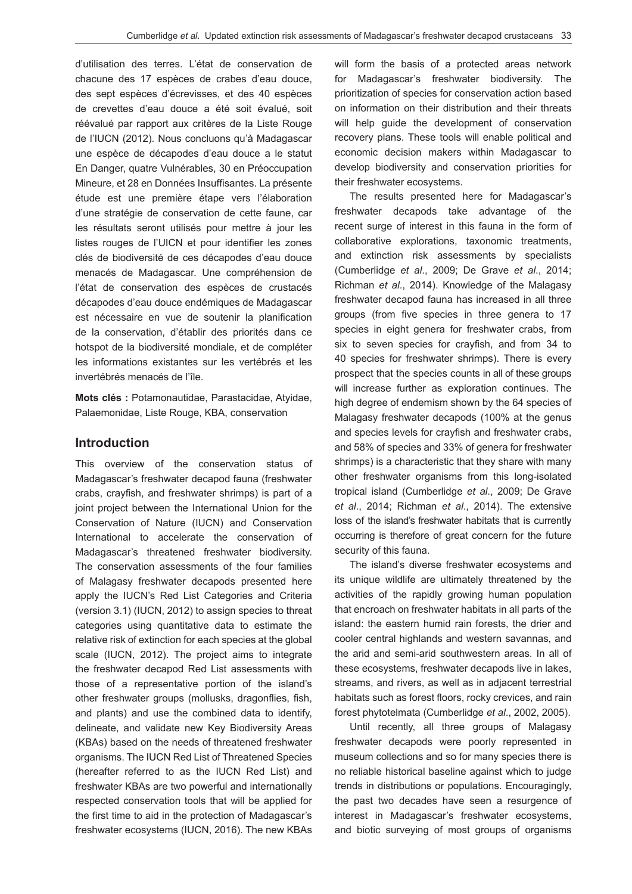d'utilisation des terres. L'état de conservation de chacune des 17 espèces de crabes d'eau douce, des sept espèces d'écrevisses, et des 40 espèces de crevettes d'eau douce a été soit évalué, soit réévalué par rapport aux critères de la Liste Rouge de l'UICN (2012). Nous concluons qu'à Madagascar une espèce de décapodes d'eau douce a le statut En Danger, quatre Vulnérables, 30 en Préoccupation Mineure, et 28 en Données Insuffisantes. La présente étude est une première étape vers l'élaboration d'une stratégie de conservation de cette faune, car les résultats seront utilisés pour mettre à jour les listes rouges de l'UICN et pour identifier les zones clés de biodiversité de ces décapodes d'eau douce menacés de Madagascar. Une compréhension de l'état de conservation des espèces de crustacés décapodes d'eau douce endémiques de Madagascar est nécessaire en vue de soutenir la planification de la conservation, d'établir des priorités dans ce hotspot de la biodiversité mondiale, et de compléter les informations existantes sur les vertébrés et les invertébrés menacés de l'île.

**Mots clés :** Potamonautidae, Parastacidae, Atyidae, Palaemonidae, Liste Rouge, KBA, conservation

## Introduction

This overview of the conservation status of Madagascar's freshwater decapod fauna (freshwater crabs, crayfish, and freshwater shrimps) is part of a joint project between the International Union for the Conservation of Nature (IUCN) and Conservation International to accelerate the conservation of Madagascar's threatened freshwater biodiversity. The conservation assessments of the four families of Malagasy freshwater decapods presented here apply the IUCN's Red List Categories and Criteria (version 3.1) (IUCN, 2012) to assign species to threat categories using quantitative data to estimate the relative risk of extinction for each species at the global scale (IUCN, 2012). The project aims to integrate the freshwater decapod Red List assessments with those of a representative portion of the island's other freshwater groups (mollusks, dragonflies, fish, and plants) and use the combined data to identify, delineate, and validate new Key Biodiversity Areas (KBAs) based on the needs of threatened freshwater organisms. The IUCN Red List of Threatened Species (hereafter referred to as the IUCN Red List) and freshwater KBAs are two powerful and internationally respected conservation tools that will be applied for the first time to aid in the protection of Madagascar's freshwater ecosystems (IUCN, 2016). The new KBAs will form the basis of a protected areas network for Madagascar's freshwater biodiversity. The prioritization of species for conservation action based on information on their distribution and their threats will help guide the development of conservation recovery plans. These tools will enable political and economic decision makers within Madagascar to develop biodiversity and conservation priorities for their freshwater ecosystems.

The results presented here for Madagascar's freshwater decapods take advantage of the recent surge of interest in this fauna in the form of collaborative explorations, taxonomic treatments, and extinction risk assessments by specialists (Cumberlidge *et al*., 2009; De Grave *et al*., 2014; Richman *et al*., 2014). Knowledge of the Malagasy freshwater decapod fauna has increased in all three groups (from five species in three genera to 17 species in eight genera for freshwater crabs, from six to seven species for crayfish, and from 34 to 40 species for freshwater shrimps). There is every prospect that the species counts in all of these groups will increase further as exploration continues. The high degree of endemism shown by the 64 species of Malagasy freshwater decapods (100% at the genus and species levels for crayfish and freshwater crabs, and 58% of species and 33% of genera for freshwater shrimps) is a characteristic that they share with many other freshwater organisms from this long-isolated tropical island (Cumberlidge *et al*., 2009; De Grave *et al*., 2014; Richman *et al*., 2014). The extensive loss of the island's freshwater habitats that is currently occurring is therefore of great concern for the future security of this fauna.

The island's diverse freshwater ecosystems and its unique wildlife are ultimately threatened by the activities of the rapidly growing human population that encroach on freshwater habitats in all parts of the island: the eastern humid rain forests, the drier and cooler central highlands and western savannas, and the arid and semi-arid southwestern areas. In all of these ecosystems, freshwater decapods live in lakes, streams, and rivers, as well as in adjacent terrestrial habitats such as forest floors, rocky crevices, and rain forest phytotelmata (Cumberlidge *et al*., 2002, 2005).

Until recently, all three groups of Malagasy freshwater decapods were poorly represented in museum collections and so for many species there is no reliable historical baseline against which to judge trends in distributions or populations. Encouragingly, the past two decades have seen a resurgence of interest in Madagascar's freshwater ecosystems, and biotic surveying of most groups of organisms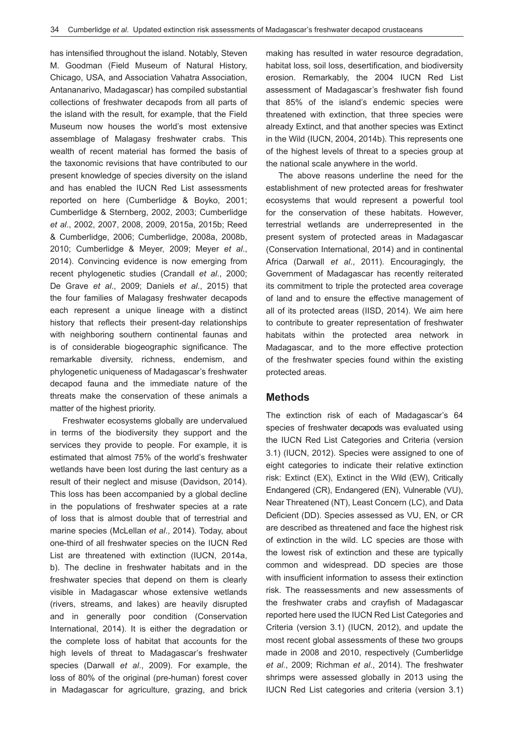has intensified throughout the island. Notably, Steven M. Goodman (Field Museum of Natural History, Chicago, USA, and Association Vahatra Association, Antananarivo, Madagascar) has compiled substantial collections of freshwater decapods from all parts of the island with the result, for example, that the Field Museum now houses the world's most extensive assemblage of Malagasy freshwater crabs. This wealth of recent material has formed the basis of the taxonomic revisions that have contributed to our present knowledge of species diversity on the island and has enabled the IUCN Red List assessments reported on here (Cumberlidge & Boyko, 2001; Cumberlidge & Sternberg, 2002, 2003; Cumberlidge *et al*., 2002, 2007, 2008, 2009, 2015a, 2015b; Reed & Cumberlidge, 2006; Cumberlidge, 2008a, 2008b, 2010; Cumberlidge & Meyer, 2009; Meyer *et al*., 2014). Convincing evidence is now emerging from recent phylogenetic studies (Crandall *et al*., 2000; De Grave *et al*., 2009; Daniels *et al*., 2015) that the four families of Malagasy freshwater decapods each represent a unique lineage with a distinct history that reflects their present-day relationships with neighboring southern continental faunas and is of considerable biogeographic significance. The remarkable diversity, richness, endemism, and phylogenetic uniqueness of Madagascar's freshwater decapod fauna and the immediate nature of the threats make the conservation of these animals a matter of the highest priority.

Freshwater ecosystems globally are undervalued in terms of the biodiversity they support and the services they provide to people. For example, it is estimated that almost 75% of the world's freshwater wetlands have been lost during the last century as a result of their neglect and misuse (Davidson, 2014). This loss has been accompanied by a global decline in the populations of freshwater species at a rate of loss that is almost double that of terrestrial and marine species (McLellan *et al*., 2014). Today, about one-third of all freshwater species on the IUCN Red List are threatened with extinction (IUCN, 2014a, b). The decline in freshwater habitats and in the freshwater species that depend on them is clearly visible in Madagascar whose extensive wetlands (rivers, streams, and lakes) are heavily disrupted and in generally poor condition (Conservation International, 2014). It is either the degradation or the complete loss of habitat that accounts for the high levels of threat to Madagascar's freshwater species (Darwall *et al*., 2009). For example, the loss of 80% of the original (pre-human) forest cover in Madagascar for agriculture, grazing, and brick making has resulted in water resource degradation, habitat loss, soil loss, desertification, and biodiversity erosion. Remarkably, the 2004 IUCN Red List assessment of Madagascar's freshwater fish found that 85% of the island's endemic species were threatened with extinction, that three species were already Extinct, and that another species was Extinct in the Wild (IUCN, 2004, 2014b). This represents one of the highest levels of threat to a species group at the national scale anywhere in the world.

The above reasons underline the need for the establishment of new protected areas for freshwater ecosystems that would represent a powerful tool for the conservation of these habitats. However, terrestrial wetlands are underrepresented in the present system of protected areas in Madagascar (Conservation International, 2014) and in continental Africa (Darwall *et al*., 2011). Encouragingly, the Government of Madagascar has recently reiterated its commitment to triple the protected area coverage of land and to ensure the effective management of all of its protected areas (IISD, 2014). We aim here to contribute to greater representation of freshwater habitats within the protected area network in Madagascar, and to the more effective protection of the freshwater species found within the existing protected areas.

## Methods

The extinction risk of each of Madagascar's 64 species of freshwater decapods was evaluated using the IUCN Red List Categories and Criteria (version 3.1) (IUCN, 2012). Species were assigned to one of eight categories to indicate their relative extinction risk: Extinct (EX), Extinct in the Wild (EW), Critically Endangered (CR), Endangered (EN), Vulnerable (VU), Near Threatened (NT), Least Concern (LC), and Data Deficient (DD). Species assessed as VU, EN, or CR are described as threatened and face the highest risk of extinction in the wild. LC species are those with the lowest risk of extinction and these are typically common and widespread. DD species are those with insufficient information to assess their extinction risk. The reassessments and new assessments of the freshwater crabs and crayfish of Madagascar reported here used the IUCN Red List Categories and Criteria (version 3.1) (IUCN, 2012), and update the most recent global assessments of these two groups made in 2008 and 2010, respectively (Cumberlidge *et al*., 2009; Richman *et al*., 2014). The freshwater shrimps were assessed globally in 2013 using the IUCN Red List categories and criteria (version 3.1)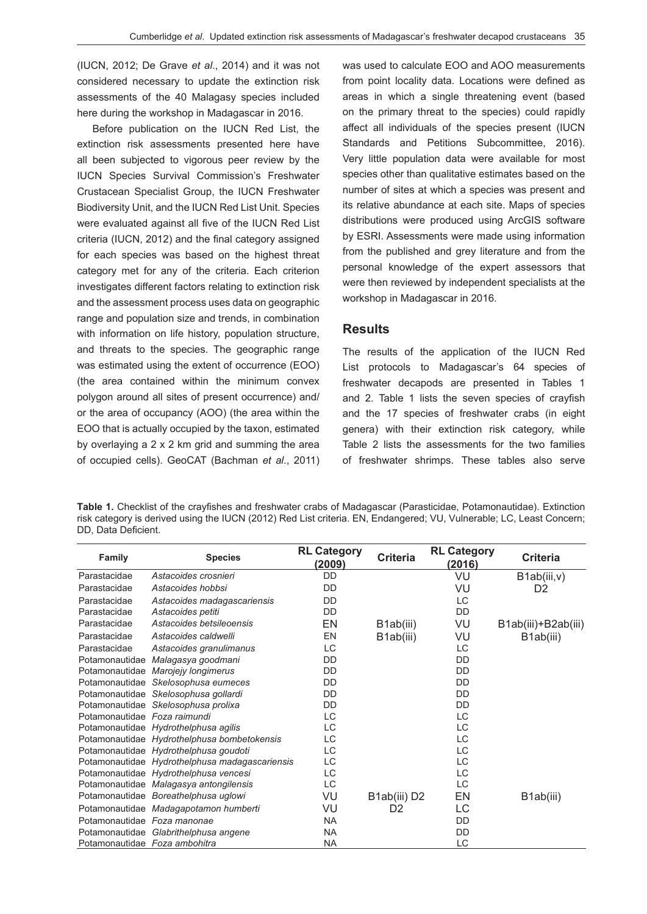(IUCN, 2012; De Grave *et al*., 2014) and it was not considered necessary to update the extinction risk assessments of the 40 Malagasy species included here during the workshop in Madagascar in 2016.

Before publication on the IUCN Red List, the extinction risk assessments presented here have all been subjected to vigorous peer review by the IUCN Species Survival Commission's Freshwater Crustacean Specialist Group, the IUCN Freshwater Biodiversity Unit, and the IUCN Red List Unit. Species were evaluated against all five of the IUCN Red List criteria (IUCN, 2012) and the final category assigned for each species was based on the highest threat category met for any of the criteria. Each criterion investigates different factors relating to extinction risk and the assessment process uses data on geographic range and population size and trends, in combination with information on life history, population structure, and threats to the species. The geographic range was estimated using the extent of occurrence (EOO) (the area contained within the minimum convex polygon around all sites of present occurrence) and/or the area of occupancy (AOO) (the area within the EOO that is actually occupied by the taxon, estimated by overlaying a 2 x 2 km grid and summing the area of occupied cells). GeoCAT (Bachman *et al*., 2011) was used to calculate EOO and AOO measurements from point locality data. Locations were defined as areas in which a single threatening event (based on the primary threat to the species) could rapidly affect all individuals of the species present (IUCN Standards and Petitions Subcommittee, 2016). Very little population data were available for most species other than qualitative estimates based on the number of sites at which a species was present and its relative abundance at each site. Maps of species distributions were produced using ArcGIS software by ESRI. Assessments were made using information from the published and grey literature and from the personal knowledge of the expert assessors that were then reviewed by independent specialists at the workshop in Madagascar in 2016.

## Results

The results of the application of the IUCN Red List protocols to Madagascar's 64 species of freshwater decapods are presented in Tables 1 and 2. Table 1 lists the seven species of crayfish and the 17 species of freshwater crabs (in eight genera) with their extinction risk category, while Table 2 lists the assessments for the two families of freshwater shrimps. These tables also serve

**Table 1.** Checklist of the crayfishes and freshwater crabs of Madagascar (Parasticidae, Potamonautidae). Extinction risk category is derived using the IUCN (2012) Red List criteria. EN, Endangered; VU, Vulnerable; LC, Least Concern; DD, Data Deficient.

| Family | Species | RL Category (2009) | Criteria | RL Category (2016) | Criteria |
|---|---|---|---|---|---|
| Parastacidae | *Astacoides crosnieri* | DD | | VU | B1ab(iii,v) |
| Parastacidae | *Astacoides hobbsi* | DD | | VU | D2 |
| Parastacidae | *Astacoides madagascariensis* | DD | | LC | |
| Parastacidae | *Astacoides petiti* | DD | | DD | |
| Parastacidae | *Astacoides betsileoensis* | EN | B1ab(iii) | VU | B1ab(iii)+B2ab(iii) |
| Parastacidae | *Astacoides caldwelli* | EN | B1ab(iii) | VU | B1ab(iii) |
| Parastacidae | *Astacoides granulimanus* | LC | | LC | |
| Potamonautidae | *Malagasya goodmani* | DD | | DD | |
| Potamonautidae | *Marojejy longimerus* | DD | | DD | |
| Potamonautidae | *Skelosophusa eumeces* | DD | | DD | |
| Potamonautidae | *Skelosophusa gollardi* | DD | | DD | |
| Potamonautidae | *Skelosophusa prolixa* | DD | | DD | |
| Potamonautidae | *Foza raimundi* | LC | | LC | |
| Potamonautidae | *Hydrothelphusa agilis* | LC | | LC | |
| Potamonautidae | *Hydrothelphusa bombetokensis* | LC | | LC | |
| Potamonautidae | *Hydrothelphusa goudoti* | LC | | LC | |
| Potamonautidae | *Hydrothelphusa madagascariensis* | LC | | LC | |
| Potamonautidae | *Hydrothelphusa vencesi* | LC | | LC | |
| Potamonautidae | *Malagasya antongilensis* | LC | | LC | |
| Potamonautidae | *Boreathelphusa uglowi* | VU | B1ab(iii) D2 | EN | B1ab(iii) |
| Potamonautidae | *Madagapotamon humberti* | VU | D2 | LC | |
| Potamonautidae | *Foza manonae* | NA | | DD | |
| Potamonautidae | *Glabrithelphusa angene* | NA | | DD | |
| Potamonautidae | *Foza ambohitra* | NA | | LC | |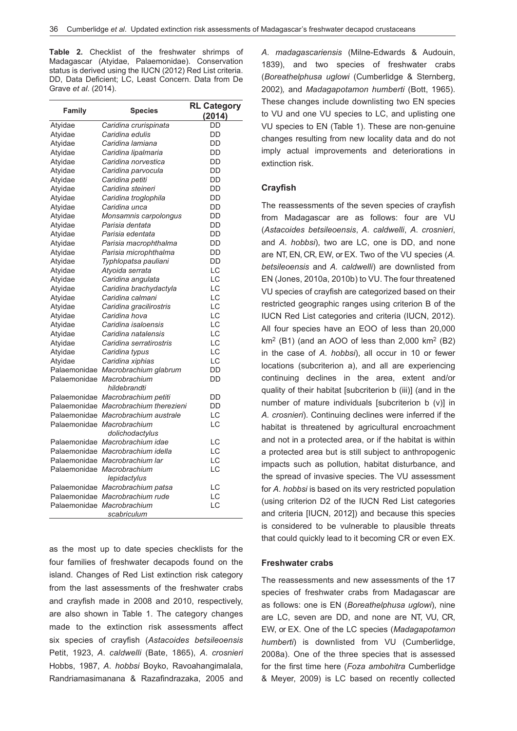**Table 2.** Checklist of the freshwater shrimps of Madagascar (Atyidae, Palaemonidae). Conservation status is derived using the IUCN (2012) Red List criteria. DD, Data Deficient; LC, Least Concern. Data from De Grave *et al*. (2014).

| Family | Species | RL Category (2014) |
|---|---|---|
| Atyidae | *Caridina crurispinata* | DD |
| Atyidae | *Caridina edulis* | DD |
| Atyidae | *Caridina lamiana* | DD |
| Atyidae | *Caridina lipalmaria* | DD |
| Atyidae | *Caridina norvestica* | DD |
| Atyidae | *Caridina parvocula* | DD |
| Atyidae | *Caridina petiti* | DD |
| Atyidae | *Caridina steineri* | DD |
| Atyidae | *Caridina troglophila* | DD |
| Atyidae | *Caridina unca* | DD |
| Atyidae | *Monsamnis carpolongus* | DD |
| Atyidae | *Parisia dentata* | DD |
| Atyidae | *Parisia edentata* | DD |
| Atyidae | *Parisia macrophthalma* | DD |
| Atyidae | *Parisia microphthalma* | DD |
| Atyidae | *Typhlopatsa pauliani* | DD |
| Atyidae | *Atyoida serrata* | LC |
| Atyidae | *Caridina angulata* | LC |
| Atyidae | *Caridina brachydactyla* | LC |
| Atyidae | *Caridina calmani* | LC |
| Atyidae | *Caridina gracilirostris* | LC |
| Atyidae | *Caridina hova* | LC |
| Atyidae | *Caridina isaloensis* | LC |
| Atyidae | *Caridina natalensis* | LC |
| Atyidae | *Caridina serratirostris* | LC |
| Atyidae | *Caridina typus* | LC |
| Atyidae | *Caridina xiphias* | LC |
| Palaemonidae | *Macrobrachium glabrum* | DD |
| Palaemonidae | *Macrobrachium hildebrandti* | DD |
| Palaemonidae | *Macrobrachium petiti* | DD |
| Palaemonidae | *Macrobrachium therezieni* | DD |
| Palaemonidae | *Macrobrachium australe* | LC |
| Palaemonidae | *Macrobrachium dolichodactylus* | LC |
| Palaemonidae | *Macrobrachium idae* | LC |
| Palaemonidae | *Macrobrachium idella* | LC |
| Palaemonidae | *Macrobrachium lar* | LC |
| Palaemonidae | *Macrobrachium lepidactylus* | LC |
| Palaemonidae | *Macrobrachium patsa* | LC |
| Palaemonidae | *Macrobrachium rude* | LC |
| Palaemonidae | *Macrobrachium scabriculum* | LC |

as the most up to date species checklists for the four families of freshwater decapods found on the island. Changes of Red List extinction risk category from the last assessments of the freshwater crabs and crayfish made in 2008 and 2010, respectively, are also shown in Table 1. The category changes made to the extinction risk assessments affect six species of crayfish (*Astacoides betsileoensis* Petit, 1923, *A. caldwelli* (Bate, 1865), *A. crosnieri* Hobbs, 1987, *A. hobbsi* Boyko, Ravoahangimalala, Randriamasimanana & Razafindrazaka, 2005 and *A. madagascariensis* (Milne-Edwards & Audouin, 1839), and two species of freshwater crabs (*Boreathelphusa uglowi* (Cumberlidge & Sternberg, 2002)*,* and *Madagapotamon humberti* (Bott, 1965). These changes include downlisting two EN species to VU and one VU species to LC, and uplisting one VU species to EN (Table 1). These are non-genuine changes resulting from new locality data and do not imply actual improvements and deteriorations in extinction risk.

### Crayfish

The reassessments of the seven species of crayfish from Madagascar are as follows: four are VU (*Astacoides betsileoensis*, *A. caldwelli*, *A. crosnieri*, and *A. hobbsi*), two are LC, one is DD, and none are NT, EN, CR, EW, or EX. Two of the VU species (*A. betsileoensis* and *A. caldwelli*) are downlisted from EN (Jones, 2010a, 2010b) to VU. The four threatened VU species of crayfish are categorized based on their restricted geographic ranges using criterion B of the IUCN Red List categories and criteria (IUCN, 2012). All four species have an EOO of less than 20,000 km$^2$ (B1) (and an AOO of less than 2,000 km$^2$ (B2) in the case of *A. hobbsi*), all occur in 10 or fewer locations (subcriterion a), and all are experiencing continuing declines in the area, extent and/or quality of their habitat [subcriterion b (iii)] (and in the number of mature individuals [subcriterion b (v)] in *A. crosnieri*). Continuing declines were inferred if the habitat is threatened by agricultural encroachment and not in a protected area, or if the habitat is within a protected area but is still subject to anthropogenic impacts such as pollution, habitat disturbance, and the spread of invasive species. The VU assessment for *A. hobbsi* is based on its very restricted population (using criterion D2 of the IUCN Red List categories and criteria [IUCN, 2012]) and because this species is considered to be vulnerable to plausible threats that could quickly lead to it becoming CR or even EX.

### Freshwater crabs

The reassessments and new assessments of the 17 species of freshwater crabs from Madagascar are as follows: one is EN (*Boreathelphusa uglowi*), nine are LC, seven are DD, and none are NT, VU, CR, EW, or EX. One of the LC species (*Madagapotamon humberti*) is downlisted from VU (Cumberlidge, 2008a). One of the three species that is assessed for the first time here (*Foza ambohitra* Cumberlidge & Meyer, 2009) is LC based on recently collected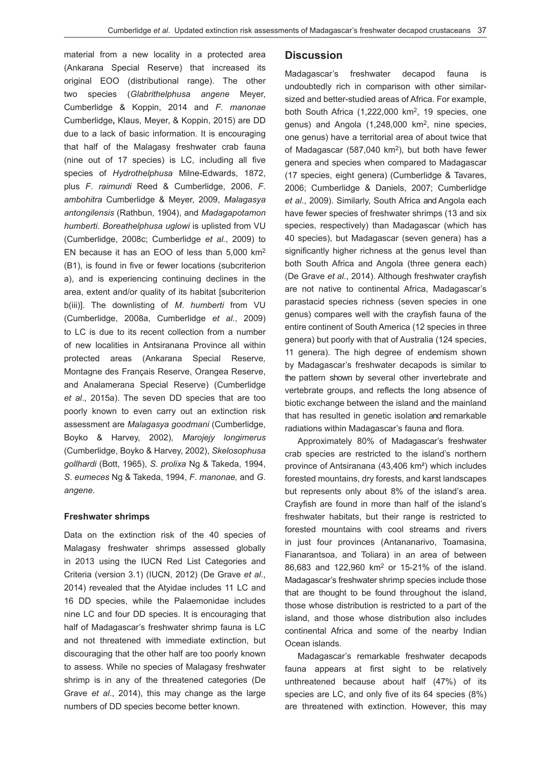material from a new locality in a protected area (Ankarana Special Reserve) that increased its original EOO (distributional range). The other two species (*Glabrithelphusa angene* Meyer, Cumberlidge & Koppin, 2014 and *F. manonae* Cumberlidge**,** Klaus, Meyer, & Koppin, 2015) are DD due to a lack of basic information. It is encouraging that half of the Malagasy freshwater crab fauna (nine out of 17 species) is LC, including all five species of *Hydrothelphusa* Milne-Edwards, 1872, plus *F. raimundi* Reed & Cumberlidge, 2006, *F. ambohitra* Cumberlidge & Meyer, 2009, *Malagasya antongilensis* (Rathbun, 1904), and *Madagapotamon humberti*. *Boreathelphusa uglowi* is uplisted from VU (Cumberlidge, 2008c; Cumberlidge *et al.*, 2009) to EN because it has an EOO of less than 5,000 km$^2$ (B1), is found in five or fewer locations (subcriterion a), and is experiencing continuing declines in the area, extent and/or quality of its habitat [subcriterion b(iii)]. The downlisting of *M. humberti* from VU (Cumberlidge, 2008a, Cumberlidge *et al.*, 2009) to LC is due to its recent collection from a number of new localities in Antsiranana Province all within protected areas (Ankarana Special Reserve, Montagne des Français Reserve, Orangea Reserve, and Analamerana Special Reserve) (Cumberlidge *et al*., 2015a). The seven DD species that are too poorly known to even carry out an extinction risk assessment are *Malagasya goodmani* (Cumberlidge, Boyko & Harvey, 2002), *Marojejy longimerus* (Cumberlidge, Boyko & Harvey, 2002), *Skelosophusa gollhardi* (Bott, 1965), *S. prolixa* Ng & Takeda, 1994, *S. eumeces* Ng & Takeda, 1994, *F. manonae,* and *G. angene*.

**Freshwater shrimps**

Data on the extinction risk of the 40 species of Malagasy freshwater shrimps assessed globally in 2013 using the IUCN Red List Categories and Criteria (version 3.1) (IUCN, 2012) (De Grave *et al*., 2014) revealed that the Atyidae includes 11 LC and 16 DD species, while the Palaemonidae includes nine LC and four DD species. It is encouraging that half of Madagascar's freshwater shrimp fauna is LC and not threatened with immediate extinction, but discouraging that the other half are too poorly known to assess. While no species of Malagasy freshwater shrimp is in any of the threatened categories (De Grave *et al*., 2014), this may change as the large numbers of DD species become better known.

## Discussion

Madagascar's freshwater decapod fauna is undoubtedly rich in comparison with other similar-sized and better-studied areas of Africa. For example, both South Africa (1,222,000 km$^2$, 19 species, one genus) and Angola (1,248,000 km$^2$, nine species, one genus) have a territorial area of about twice that of Madagascar (587,040 km$^2$), but both have fewer genera and species when compared to Madagascar (17 species, eight genera) (Cumberlidge & Tavares, 2006; Cumberlidge & Daniels, 2007; Cumberlidge *et al*., 2009). Similarly, South Africa and Angola each have fewer species of freshwater shrimps (13 and six species, respectively) than Madagascar (which has 40 species), but Madagascar (seven genera) has a significantly higher richness at the genus level than both South Africa and Angola (three genera each) (De Grave *et al*., 2014). Although freshwater crayfish are not native to continental Africa, Madagascar's parastacid species richness (seven species in one genus) compares well with the crayfish fauna of the entire continent of South America (12 species in three genera) but poorly with that of Australia (124 species, 11 genera). The high degree of endemism shown by Madagascar's freshwater decapods is similar to the pattern shown by several other invertebrate and vertebrate groups, and reflects the long absence of biotic exchange between the island and the mainland that has resulted in genetic isolation and remarkable radiations within Madagascar's fauna and flora.

Approximately 80% of Madagascar's freshwater crab species are restricted to the island's northern province of Antsiranana (43,406 km$^2$) which includes forested mountains, dry forests, and karst landscapes but represents only about 8% of the island's area. Crayfish are found in more than half of the island's freshwater habitats, but their range is restricted to forested mountains with cool streams and rivers in just four provinces (Antananarivo, Toamasina, Fianarantsoa, and Toliara) in an area of between 86,683 and 122,960 km$^2$ or 15-21% of the island. Madagascar's freshwater shrimp species include those that are thought to be found throughout the island, those whose distribution is restricted to a part of the island, and those whose distribution also includes continental Africa and some of the nearby Indian Ocean islands.

Madagascar's remarkable freshwater decapods fauna appears at first sight to be relatively unthreatened because about half (47%) of its species are LC, and only five of its 64 species (8%) are threatened with extinction. However, this may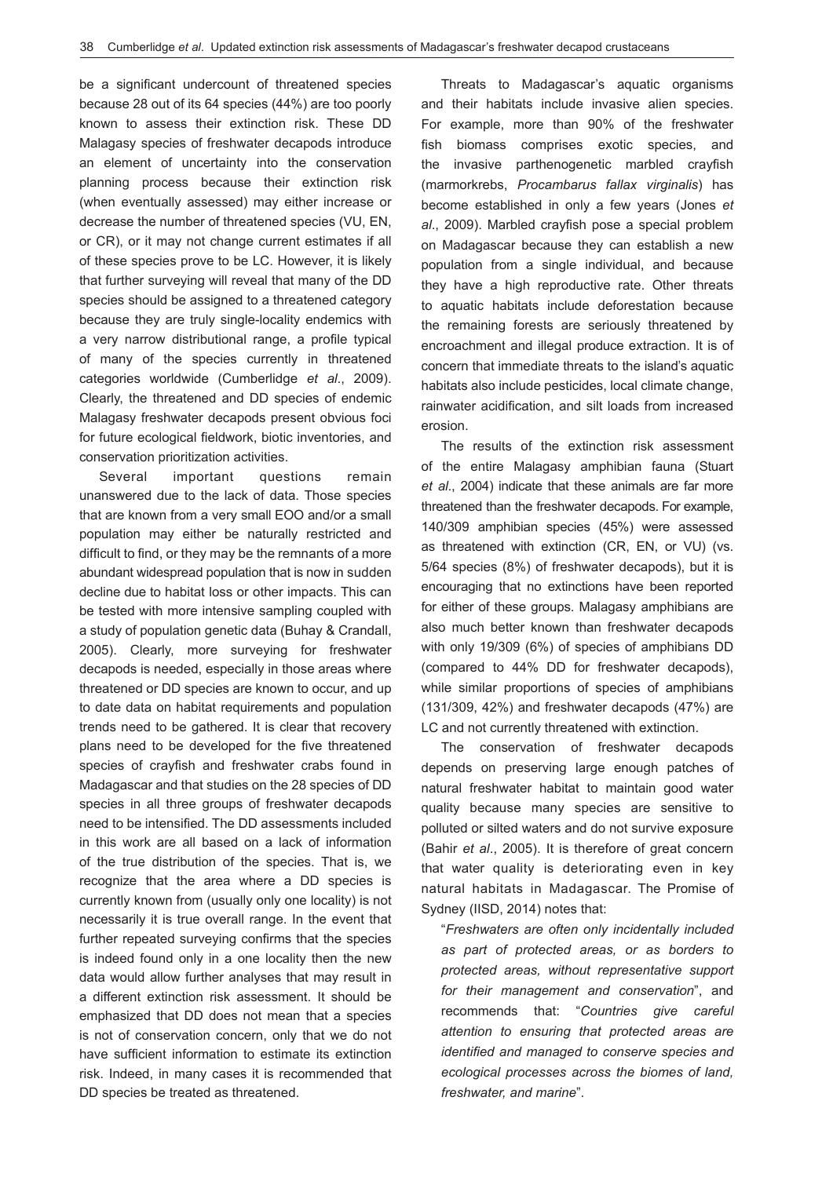be a significant undercount of threatened species because 28 out of its 64 species (44%) are too poorly known to assess their extinction risk. These DD Malagasy species of freshwater decapods introduce an element of uncertainty into the conservation planning process because their extinction risk (when eventually assessed) may either increase or decrease the number of threatened species (VU, EN, or CR), or it may not change current estimates if all of these species prove to be LC. However, it is likely that further surveying will reveal that many of the DD species should be assigned to a threatened category because they are truly single-locality endemics with a very narrow distributional range, a profile typical of many of the species currently in threatened categories worldwide (Cumberlidge *et al*., 2009). Clearly, the threatened and DD species of endemic Malagasy freshwater decapods present obvious foci for future ecological fieldwork, biotic inventories, and conservation prioritization activities.

Several important questions remain unanswered due to the lack of data. Those species that are known from a very small EOO and/or a small population may either be naturally restricted and difficult to find, or they may be the remnants of a more abundant widespread population that is now in sudden decline due to habitat loss or other impacts. This can be tested with more intensive sampling coupled with a study of population genetic data (Buhay & Crandall, 2005). Clearly, more surveying for freshwater decapods is needed, especially in those areas where threatened or DD species are known to occur, and up to date data on habitat requirements and population trends need to be gathered. It is clear that recovery plans need to be developed for the five threatened species of crayfish and freshwater crabs found in Madagascar and that studies on the 28 species of DD species in all three groups of freshwater decapods need to be intensified. The DD assessments included in this work are all based on a lack of information of the true distribution of the species. That is, we recognize that the area where a DD species is currently known from (usually only one locality) is not necessarily it is true overall range. In the event that further repeated surveying confirms that the species is indeed found only in a one locality then the new data would allow further analyses that may result in a different extinction risk assessment. It should be emphasized that DD does not mean that a species is not of conservation concern, only that we do not have sufficient information to estimate its extinction risk. Indeed, in many cases it is recommended that DD species be treated as threatened.

Threats to Madagascar's aquatic organisms and their habitats include invasive alien species. For example, more than 90% of the freshwater fish biomass comprises exotic species, and the invasive parthenogenetic marbled crayfish (marmorkrebs, *Procambarus fallax virginalis*) has become established in only a few years (Jones *et al*., 2009). Marbled crayfish pose a special problem on Madagascar because they can establish a new population from a single individual, and because they have a high reproductive rate. Other threats to aquatic habitats include deforestation because the remaining forests are seriously threatened by encroachment and illegal produce extraction. It is of concern that immediate threats to the island's aquatic habitats also include pesticides, local climate change, rainwater acidification, and silt loads from increased erosion.

The results of the extinction risk assessment of the entire Malagasy amphibian fauna (Stuart *et al*., 2004) indicate that these animals are far more threatened than the freshwater decapods. For example, 140/309 amphibian species (45%) were assessed as threatened with extinction (CR, EN, or VU) (vs. 5/64 species (8%) of freshwater decapods), but it is encouraging that no extinctions have been reported for either of these groups. Malagasy amphibians are also much better known than freshwater decapods with only 19/309 (6%) of species of amphibians DD (compared to 44% DD for freshwater decapods), while similar proportions of species of amphibians (131/309, 42%) and freshwater decapods (47%) are LC and not currently threatened with extinction.

The conservation of freshwater decapods depends on preserving large enough patches of natural freshwater habitat to maintain good water quality because many species are sensitive to polluted or silted waters and do not survive exposure (Bahir *et al*., 2005). It is therefore of great concern that water quality is deteriorating even in key natural habitats in Madagascar. The Promise of Sydney (IISD, 2014) notes that:

"*Freshwaters are often only incidentally included as part of protected areas, or as borders to protected areas, without representative support for their management and conservation*", and recommends that: "*Countries give careful attention to ensuring that protected areas are identified and managed to conserve species and ecological processes across the biomes of land, freshwater, and marine*".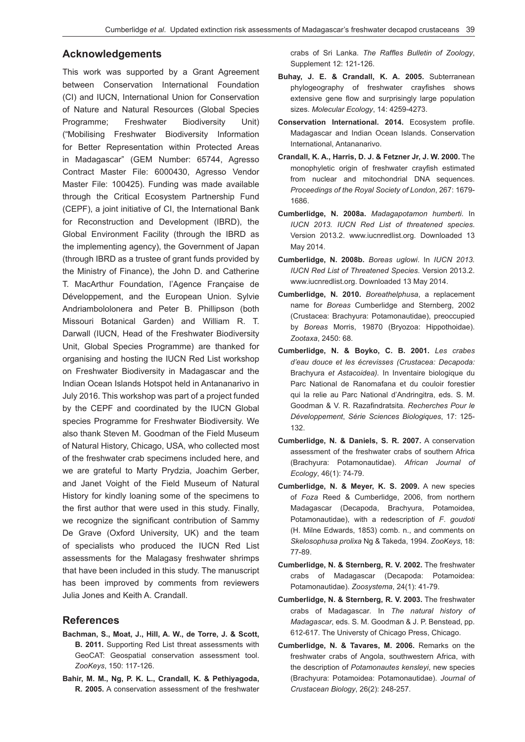## Acknowledgements

This work was supported by a Grant Agreement between Conservation International Foundation (CI) and IUCN, International Union for Conservation of Nature and Natural Resources (Global Species Programme; Freshwater Biodiversity Unit) ("Mobilising Freshwater Biodiversity Information for Better Representation within Protected Areas in Madagascar" (GEM Number: 65744, Agresso Contract Master File: 6000430, Agresso Vendor Master File: 100425). Funding was made available through the Critical Ecosystem Partnership Fund (CEPF), a joint initiative of CI, the International Bank for Reconstruction and Development (IBRD), the Global Environment Facility (through the IBRD as the implementing agency), the Government of Japan (through IBRD as a trustee of grant funds provided by the Ministry of Finance), the John D. and Catherine T. MacArthur Foundation, l'Agence Française de Développement, and the European Union. Sylvie Andriambololonera and Peter B. Phillipson (both Missouri Botanical Garden) and William R. T. Darwall (IUCN, Head of the Freshwater Biodiversity Unit, Global Species Programme) are thanked for organising and hosting the IUCN Red List workshop on Freshwater Biodiversity in Madagascar and the Indian Ocean Islands Hotspot held in Antananarivo in July 2016. This workshop was part of a project funded by the CEPF and coordinated by the IUCN Global species Programme for Freshwater Biodiversity. We also thank Steven M. Goodman of the Field Museum of Natural History, Chicago, USA, who collected most of the freshwater crab specimens included here, and we are grateful to Marty Prydzia, Joachim Gerber, and Janet Voight of the Field Museum of Natural History for kindly loaning some of the specimens to the first author that were used in this study. Finally, we recognize the significant contribution of Sammy De Grave (Oxford University, UK) and the team of specialists who produced the IUCN Red List assessments for the Malagasy freshwater shrimps that have been included in this study. The manuscript has been improved by comments from reviewers Julia Jones and Keith A. Crandall.

## References

**Bachman, S., Moat, J., Hill, A. W., de Torre, J. & Scott, B. 2011.** Supporting Red List threat assessments with GeoCAT: Geospatial conservation assessment tool. *ZooKeys*, 150: 117-126.

**Bahir, M. M., Ng, P. K. L., Crandall, K. & Pethiyagoda, R. 2005.** A conservation assessment of the freshwater crabs of Sri Lanka. *The Raffles Bulletin of Zoology*, Supplement 12: 121-126.

**Buhay, J. E. & Crandall, K. A. 2005.** Subterranean phylogeography of freshwater crayfishes shows extensive gene flow and surprisingly large population sizes. *Molecular Ecology*, 14: 4259-4273.

**Conservation International. 2014.** Ecosystem profile. Madagascar and Indian Ocean Islands. Conservation International, Antananarivo.

**Crandall, K. A., Harris, D. J. & Fetzner Jr, J. W. 2000.** The monophyletic origin of freshwater crayfish estimated from nuclear and mitochondrial DNA sequences. *Proceedings of the Royal Society of London*, 267: 1679-1686.

**Cumberlidge, N. 2008a.** *Madagapotamon humberti*. In *IUCN 2013. IUCN Red List of threatened species*. Version 2013.2. www.iucnredlist.org. Downloaded 13 May 2014.

**Cumberlidge, N. 2008b.** *Boreas uglowi*. In *IUCN 2013. IUCN Red List of Threatened Species*. Version 2013.2. www.iucnredlist.org. Downloaded 13 May 2014.

**Cumberlidge, N. 2010.** *Boreathelphusa*, a replacement name for *Boreas* Cumberlidge and Sternberg, 2002 (Crustacea: Brachyura: Potamonautidae), preoccupied by *Boreas* Morris, 19870 (Bryozoa: Hippothoidae). *Zootaxa*, 2450: 68.

**Cumberlidge, N. & Boyko, C. B. 2001.** *Les crabes d'eau douce et les écrevisses (Crustacea: Decapoda:* Brachyura *et Astacoidea)*. In Inventaire biologique du Parc National de Ranomafana et du couloir forestier qui la relie au Parc National d'Andringitra, eds. S. M. Goodman & V. R. Razafindratsita. *Recherches Pour le Développement*, *Série Sciences Biologiques*, 17: 125-132.

**Cumberlidge, N. & Daniels, S. R. 2007.** A conservation assessment of the freshwater crabs of southern Africa (Brachyura: Potamonautidae). *African Journal of Ecology*, 46(1): 74-79.

**Cumberlidge, N. & Meyer, K. S. 2009.** A new species of *Foza* Reed & Cumberlidge, 2006, from northern Madagascar (Decapoda, Brachyura, Potamoidea, Potamonautidae), with a redescription of *F. goudoti* (H. Milne Edwards, 1853) comb. n., and comments on *Skelosophusa prolixa* Ng & Takeda, 1994. *ZooKeys*, 18: 77-89.

**Cumberlidge, N. & Sternberg, R. V. 2002.** The freshwater crabs of Madagascar (Decapoda: Potamoidea: Potamonautidae). *Zoosystema*, 24(1): 41-79.

**Cumberlidge, N. & Sternberg, R. V. 2003.** The freshwater crabs of Madagascar. In *The natural history of Madagascar*, eds. S. M. Goodman & J. P. Benstead, pp. 612-617. The Universty of Chicago Press, Chicago.

**Cumberlidge, N. & Tavares, M. 2006.** Remarks on the freshwater crabs of Angola, southwestern Africa, with the description of *Potamonautes kensleyi*, new species (Brachyura: Potamoidea: Potamonautidae). *Journal of Crustacean Biology*, 26(2): 248-257.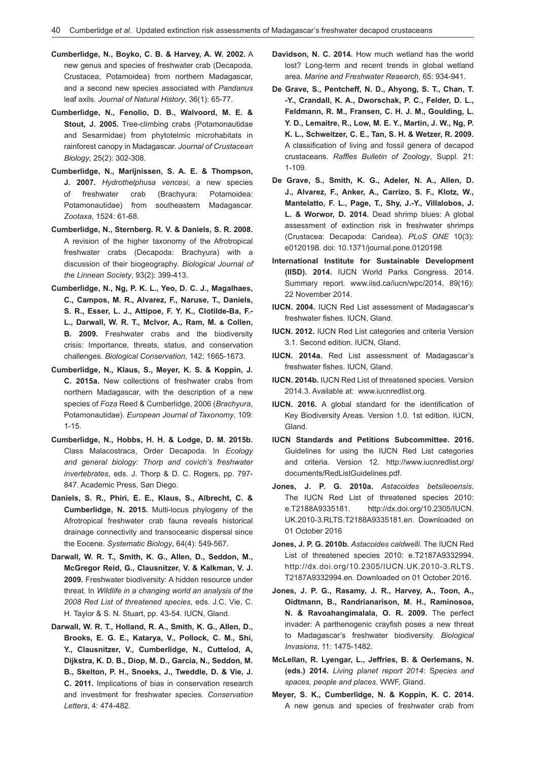**Cumberlidge, N., Boyko, C. B. & Harvey, A. W. 2002.** A new genus and species of freshwater crab (Decapoda, Crustacea, Potamoidea) from northern Madagascar, and a second new species associated with *Pandanus* leaf axils. *Journal of Natural History*, 36(1): 65-77.

**Cumberlidge, N., Fenolio, D. B., Walvoord, M. E. & Stout, J. 2005.** Tree-climbing crabs (Potamonautidae and Sesarmidae) from phytotelmic microhabitats in rainforest canopy in Madagascar. *Journal of Crustacean Biology*, 25(2): 302-308.

**Cumberlidge, N., Marijnissen, S. A. E. & Thompson, J. 2007.** *Hydrothelphusa vencesi*, a new species of freshwater crab (Brachyura: Potamoidea: Potamonautidae) from southeastern Madagascar. *Zootaxa*, 1524: 61-68.

**Cumberlidge, N., Sternberg. R. V. & Daniels, S. R. 2008.** A revision of the higher taxonomy of the Afrotropical freshwater crabs (Decapoda: Brachyura) with a discussion of their biogeography. *Biological Journal of the Linnean Society*, 93(2): 399-413.

**Cumberlidge, N., Ng, P. K. L., Yeo, D. C. J., Magalhaes, C., Campos, M. R., Alvarez, F., Naruse, T., Daniels, S. R., Esser, L. J., Attipoe, F. Y. K., Clotilde-Ba, F.-L., Darwall, W. R. T., McIvor, A., Ram, M. & Collen, B. 2009.** Freshwater crabs and the biodiversity crisis: Importance, threats, status, and conservation challenges. *Biological Conservation*, 142: 1665-1673.

**Cumberlidge, N., Klaus, S., Meyer, K. S. & Koppin, J. C. 2015a.** New collections of freshwater crabs from northern Madagascar, with the description of a new species of *Foza* Reed & Cumberlidge, 2006 (*Brachyura*, Potamonautidae). *European Journal of Taxonomy*, 109: 1-15.

**Cumberlidge, N., Hobbs, H. H. & Lodge, D. M. 2015b.** Class Malacostraca, Order Decapoda. In *Ecology and general biology: Thorp and covich's freshwater invertebrates*, eds. J. Thorp & D. C. Rogers, pp. 797-847. Academic Press, San Diego.

**Daniels, S. R., Phiri, E. E., Klaus, S., Albrecht, C. & Cumberlidge, N. 2015.** Multi-locus phylogeny of the Afrotropical freshwater crab fauna reveals historical drainage connectivity and transoceanic dispersal since the Eocene. *Systematic Biology*, 64(4): 549-567.

**Darwall, W. R. T., Smith, K. G., Allen, D., Seddon, M., McGregor Reid, G., Clausnitzer, V. & Kalkman, V. J. 2009.** Freshwater biodiversity: A hidden resource under threat. In *Wildlife in a changing world an analysis of the 2008 Red List of threatened species*, eds. J.C. Vie, C. H. Taylor & S. N. Stuart, pp. 43-54. IUCN, Gland.

**Darwall, W. R. T., Holland, R. A., Smith, K. G., Allen, D., Brooks, E. G. E., Katarya, V., Pollock, C. M., Shi, Y., Clausnitzer, V., Cumberlidge, N., Cuttelod, A, Dijkstra, K. D. B., Diop, M. D., Garcia, N., Seddon, M. B., Skelton, P. H., Snoeks, J., Tweddle, D. & Vie, J. C. 2011.** Implications of bias in conservation research and investment for freshwater species. *Conservation Letters*, 4: 474-482.

**Davidson, N. C. 2014.** How much wetland has the world lost? Long-term and recent trends in global wetland area. *Marine and Freshwater Research*, 65: 934-941.

**De Grave, S., Pentcheff, N. D., Ahyong, S. T., Chan, T. -Y., Crandall, K. A., Dworschak, P. C., Felder, D. L., Feldmann, R. M., Fransen, C. H. J. M., Goulding, L. Y. D., Lemaitre, R., Low, M. E. Y., Martin, J. W., Ng, P. K. L., Schweitzer, C. E., Tan, S. H. & Wetzer, R. 2009.** A classification of living and fossil genera of decapod crustaceans. *Raffles Bulletin of Zoology*, Suppl. 21: 1-109.

**De Grave, S., Smith, K. G., Adeler, N. A., Allen, D. J., Alvarez, F., Anker, A., Carrizo, S. F., Klotz, W., Mantelatto, F. L., Page, T., Shy, J.-Y., Villalobos, J. L. & Worwor, D. 2014.** Dead shrimp blues: A global assessment of extinction risk in freshwater shrimps (Crustacea: Decapoda: Caridea). *PLoS ONE* 10(3): e0120198. doi: 10.1371/journal.pone.0120198

**International Institute for Sustainable Development (IISD). 2014.** IUCN World Parks Congress. 2014. Summary report. www.iisd.ca/iucn/wpc/2014, 89(16): 22 November 2014.

**IUCN. 2004.** IUCN Red List assessment of Madagascar's freshwater fishes. IUCN, Gland.

**IUCN. 2012.** IUCN Red List categories and criteria Version 3.1. Second edition. IUCN, Gland.

**IUCN. 2014a.** Red List assessment of Madagascar's freshwater fishes. IUCN, Gland.

**IUCN. 2014b.** IUCN Red List of threatened species. Version 2014.3. Available at: www.iucnredlist.org.

**IUCN. 2016.** A global standard for the identification of Key Biodiversity Areas. Version 1.0. 1st edition. IUCN, Gland.

**IUCN Standards and Petitions Subcommittee. 2016.** Guidelines for using the IUCN Red List categories and criteria. Version 12. http://www.iucnredlist.org/documents/RedListGuidelines.pdf.

**Jones, J. P. G. 2010a.** *Astacoides betsileoensis*. The IUCN Red List of threatened species 2010: e.T2188A9335181. http://dx.doi.org/10.2305/IUCN.UK.2010-3.RLTS.T2188A9335181.en. Downloaded on 01 October 2016

**Jones, J. P. G. 2010b.** *Astacoides caldwelli*. The IUCN Red List of threatened species 2010: e.T2187A9332994. http://dx.doi.org/10.2305/IUCN.UK.2010-3.RLTS.T2187A9332994.en. Downloaded on 01 October 2016.

**Jones, J. P. G., Rasamy, J. R., Harvey, A., Toon, A., Oidtmann, B., Randrianarison, M. H., Raminosoa, N. & Ravoahangimalala, O. R. 2009.** The perfect invader: A parthenogenic crayfish poses a new threat to Madagascar's freshwater biodiversity. *Biological Invasions*, 11: 1475-1482.

**McLellan, R. Lyengar, L., Jeffries, B. & Oerlemans, N. (eds.) 2014.** *Living planet report 2014*: S*pecies and spaces, people and places.* WWF, Gland.

**Meyer, S. K., Cumberlidge, N. & Koppin, K. C. 2014.** A new genus and species of freshwater crab from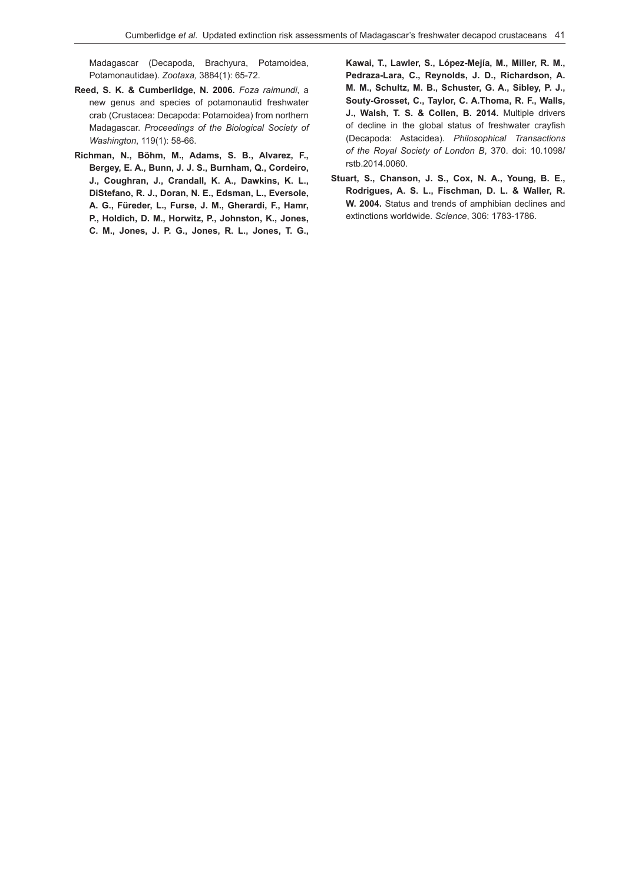Madagascar (Decapoda, Brachyura, Potamoidea, Potamonautidae). *Zootaxa,* 3884(1): 65-72.

**Reed, S. K. & Cumberlidge, N. 2006.** *Foza raimundi*, a new genus and species of potamonautid freshwater crab (Crustacea: Decapoda: Potamoidea) from northern Madagascar. *Proceedings of the Biological Society of Washington*, 119(1): 58-66.

**Richman, N., Böhm, M., Adams, S. B., Alvarez, F., Bergey, E. A., Bunn, J. J. S., Burnham, Q., Cordeiro, J., Coughran, J., Crandall, K. A., Dawkins, K. L., DiStefano, R. J., Doran, N. E., Edsman, L., Eversole, A. G., Füreder, L., Furse, J. M., Gherardi, F., Hamr, P., Holdich, D. M., Horwitz, P., Johnston, K., Jones, C. M., Jones, J. P. G., Jones, R. L., Jones, T. G., Kawai, T., Lawler, S., López-Mejía, M., Miller, R. M., Pedraza-Lara, C., Reynolds, J. D., Richardson, A. M. M., Schultz, M. B., Schuster, G. A., Sibley, P. J., Souty-Grosset, C., Taylor, C. A.Thoma, R. F., Walls, J., Walsh, T. S. & Collen, B. 2014.** Multiple drivers of decline in the global status of freshwater crayfish (Decapoda: Astacidea). *Philosophical Transactions of the Royal Society of London B*, 370. doi: 10.1098/rstb.2014.0060.

**Stuart, S., Chanson, J. S., Cox, N. A., Young, B. E., Rodrigues, A. S. L., Fischman, D. L. & Waller, R. W. 2004.** Status and trends of amphibian declines and extinctions worldwide. *Science*, 306: 1783-1786.